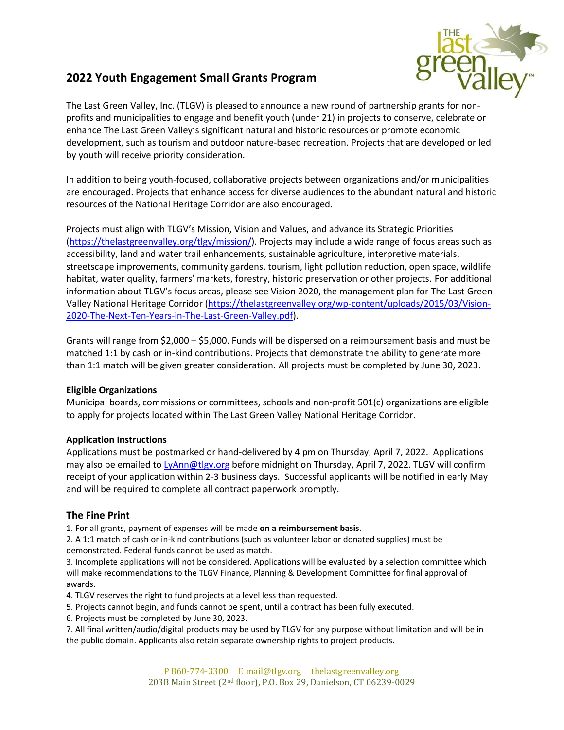## 2022 Youth Engagement Small Grants Program

The Last Green Valley, Inc. (TLGV) is pleased to announce a new round of partnership grants for non-profits and municipalities to engage and benefit youth (under 21) in projects to conserve, celebrate or enhance The Last Green Valley's significant natural and historic resources or promote economic development, such as tourism and outdoor nature-based recreation. Projects that are developed or led by youth will receive priority consideration.

In addition to being youth-focused, collaborative projects between organizations and/or municipalities are encouraged. Projects that enhance access for diverse audiences to the abundant natural and historic resources of the National Heritage Corridor are also encouraged.

Projects must align with TLGV's Mission, Vision and Values, and advance its Strategic Priorities (https://thelastgreenvalley.org/tlgv/mission/). Projects may include a wide range of focus areas such as accessibility, land and water trail enhancements, sustainable agriculture, interpretive materials, streetscape improvements, community gardens, tourism, light pollution reduction, open space, wildlife habitat, water quality, farmers' markets, forestry, historic preservation or other projects. For additional information about TLGV's focus areas, please see Vision 2020, the management plan for The Last Green Valley National Heritage Corridor (https://thelastgreenvalley.org/wp-content/uploads/2015/03/Vision-2020-The-Next-Ten-Years-in-The-Last-Green-Valley.pdf).

Grants will range from $2,000 – $5,000. Funds will be dispersed on a reimbursement basis and must be matched 1:1 by cash or in-kind contributions. Projects that demonstrate the ability to generate more than 1:1 match will be given greater consideration. All projects must be completed by June 30, 2023.

**Eligible Organizations**

Municipal boards, commissions or committees, schools and non-profit 501(c) organizations are eligible to apply for projects located within The Last Green Valley National Heritage Corridor.

**Application Instructions**

Applications must be postmarked or hand-delivered by 4 pm on Thursday, April 7, 2022. Applications may also be emailed to LyAnn@tlgv.org before midnight on Thursday, April 7, 2022. TLGV will confirm receipt of your application within 2-3 business days. Successful applicants will be notified in early May and will be required to complete all contract paperwork promptly.

### The Fine Print

1. For all grants, payment of expenses will be made **on a reimbursement basis**.
2. A 1:1 match of cash or in-kind contributions (such as volunteer labor or donated supplies) must be demonstrated. Federal funds cannot be used as match.
3. Incomplete applications will not be considered. Applications will be evaluated by a selection committee which will make recommendations to the TLGV Finance, Planning & Development Committee for final approval of awards.
4. TLGV reserves the right to fund projects at a level less than requested.
5. Projects cannot begin, and funds cannot be spent, until a contract has been fully executed.
6. Projects must be completed by June 30, 2023.
7. All final written/audio/digital products may be used by TLGV for any purpose without limitation and will be in the public domain. Applicants also retain separate ownership rights to project products.

P 860-774-3300 E mail@tlgv.org thelastgreenvalley.org
203B Main Street (2nd floor), P.O. Box 29, Danielson, CT 06239-0029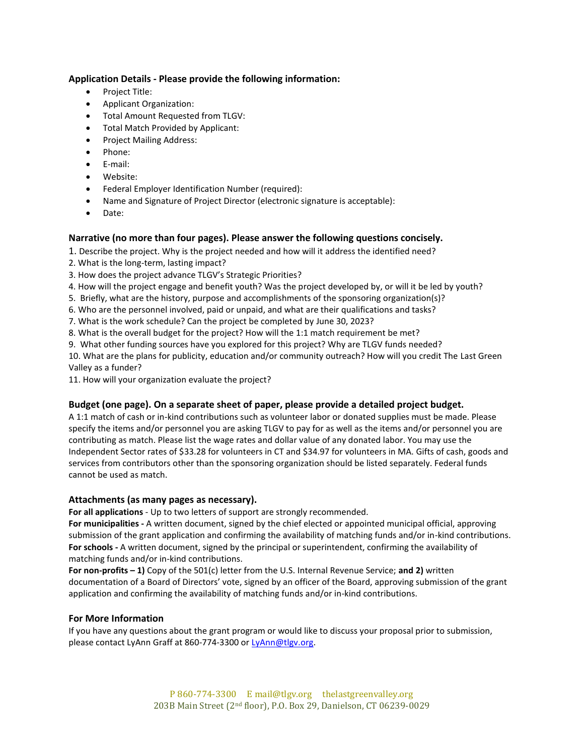### Application Details - Please provide the following information:

- Project Title:
- Applicant Organization:
- Total Amount Requested from TLGV:
- Total Match Provided by Applicant:
- Project Mailing Address:
- Phone:
- E-mail:
- Website:
- Federal Employer Identification Number (required):
- Name and Signature of Project Director (electronic signature is acceptable):
- Date:

### Narrative (no more than four pages). Please answer the following questions concisely.

1. Describe the project. Why is the project needed and how will it address the identified need?
2. What is the long-term, lasting impact?
3. How does the project advance TLGV's Strategic Priorities?
4. How will the project engage and benefit youth? Was the project developed by, or will it be led by youth?
5. Briefly, what are the history, purpose and accomplishments of the sponsoring organization(s)?
6. Who are the personnel involved, paid or unpaid, and what are their qualifications and tasks?
7. What is the work schedule? Can the project be completed by June 30, 2023?
8. What is the overall budget for the project? How will the 1:1 match requirement be met?
9. What other funding sources have you explored for this project? Why are TLGV funds needed?
10. What are the plans for publicity, education and/or community outreach? How will you credit The Last Green Valley as a funder?
11. How will your organization evaluate the project?

### Budget (one page). On a separate sheet of paper, please provide a detailed project budget.

A 1:1 match of cash or in-kind contributions such as volunteer labor or donated supplies must be made. Please specify the items and/or personnel you are asking TLGV to pay for as well as the items and/or personnel you are contributing as match. Please list the wage rates and dollar value of any donated labor. You may use the Independent Sector rates of $33.28 for volunteers in CT and $34.97 for volunteers in MA. Gifts of cash, goods and services from contributors other than the sponsoring organization should be listed separately. Federal funds cannot be used as match.

### Attachments (as many pages as necessary).

**For all applications** - Up to two letters of support are strongly recommended.

**For municipalities -** A written document, signed by the chief elected or appointed municipal official, approving submission of the grant application and confirming the availability of matching funds and/or in-kind contributions.

**For schools -** A written document, signed by the principal or superintendent, confirming the availability of matching funds and/or in-kind contributions.

**For non-profits – 1)** Copy of the 501(c) letter from the U.S. Internal Revenue Service; **and 2)** written documentation of a Board of Directors' vote, signed by an officer of the Board, approving submission of the grant application and confirming the availability of matching funds and/or in-kind contributions.

### For More Information

If you have any questions about the grant program or would like to discuss your proposal prior to submission, please contact LyAnn Graff at 860-774-3300 or LyAnn@tlgv.org.

P 860-774-3300 E mail@tlgv.org thelastgreenvalley.org
203B Main Street (2nd floor), P.O. Box 29, Danielson, CT 06239-0029